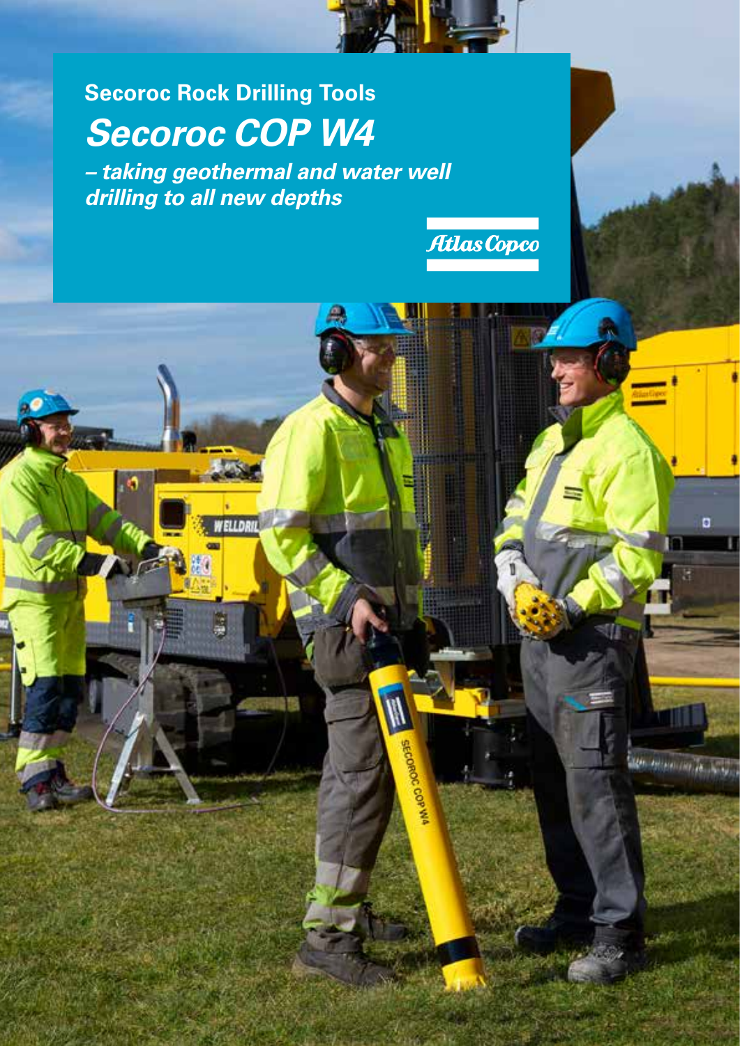Secoroc Rock Drilling Tools

# Secoroc COP W4

## *– taking geothermal and water well drilling to all new depths*

Atlas Copco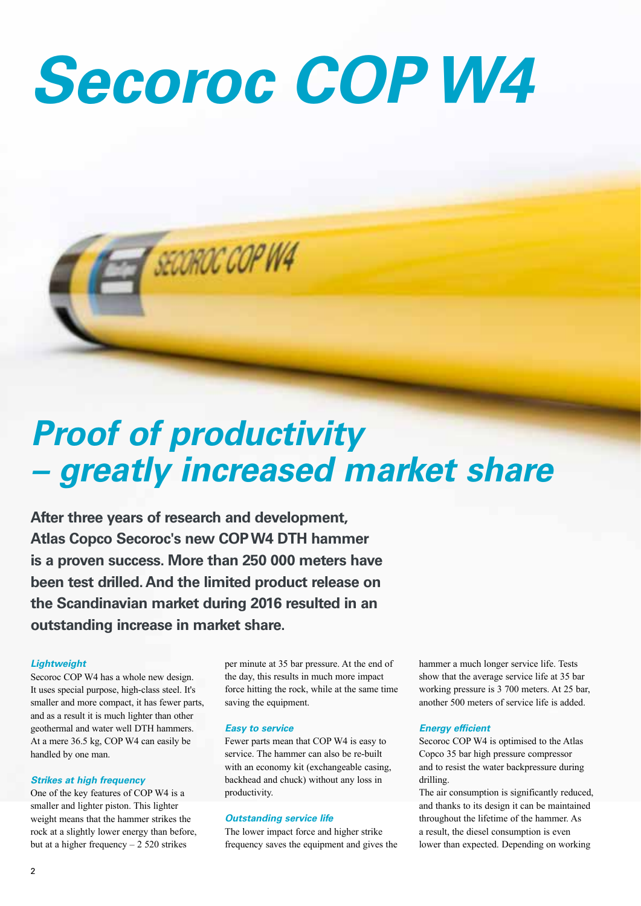# Secoroc COP W4

## Proof of productivity – greatly increased market share

**After three years of research and development, Atlas Copco Secoroc's new COP W4 DTH hammer is a proven success. More than 250 000 meters have been test drilled. And the limited product release on the Scandinavian market during 2016 resulted in an outstanding increase in market share.**

### *Lightweight*

Secoroc COP W4 has a whole new design. It uses special purpose, high-class steel. It's smaller and more compact, it has fewer parts, and as a result it is much lighter than other geothermal and water well DTH hammers. At a mere 36.5 kg, COP W4 can easily be handled by one man.

### *Strikes at high frequency*

One of the key features of COP W4 is a smaller and lighter piston. This lighter weight means that the hammer strikes the rock at a slightly lower energy than before, but at a higher frequency – 2 520 strikes per minute at 35 bar pressure. At the end of the day, this results in much more impact force hitting the rock, while at the same time saving the equipment.

### *Easy to service*

Fewer parts mean that COP W4 is easy to service. The hammer can also be re-built with an economy kit (exchangeable casing, backhead and chuck) without any loss in productivity.

### *Outstanding service life*

The lower impact force and higher strike frequency saves the equipment and gives the hammer a much longer service life. Tests show that the average service life at 35 bar working pressure is 3 700 meters. At 25 bar, another 500 meters of service life is added.

### *Energy efficient*

Secoroc COP W4 is optimised to the Atlas Copco 35 bar high pressure compressor and to resist the water backpressure during drilling.

The air consumption is significantly reduced, and thanks to its design it can be maintained throughout the lifetime of the hammer. As a result, the diesel consumption is even lower than expected. Depending on working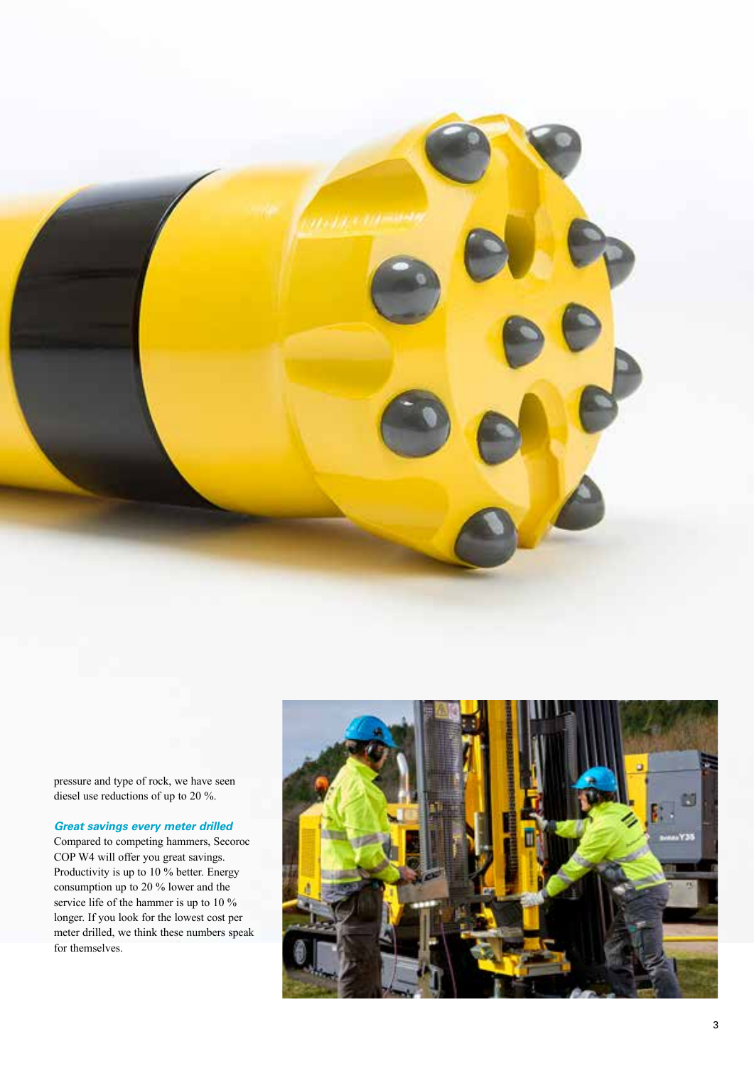pressure and type of rock, we have seen diesel use reductions of up to 20 %.

### *Great savings every meter drilled*

Compared to competing hammers, Secoroc COP W4 will offer you great savings. Productivity is up to 10 % better. Energy consumption up to 20 % lower and the service life of the hammer is up to 10 % longer. If you look for the lowest cost per meter drilled, we think these numbers speak for themselves.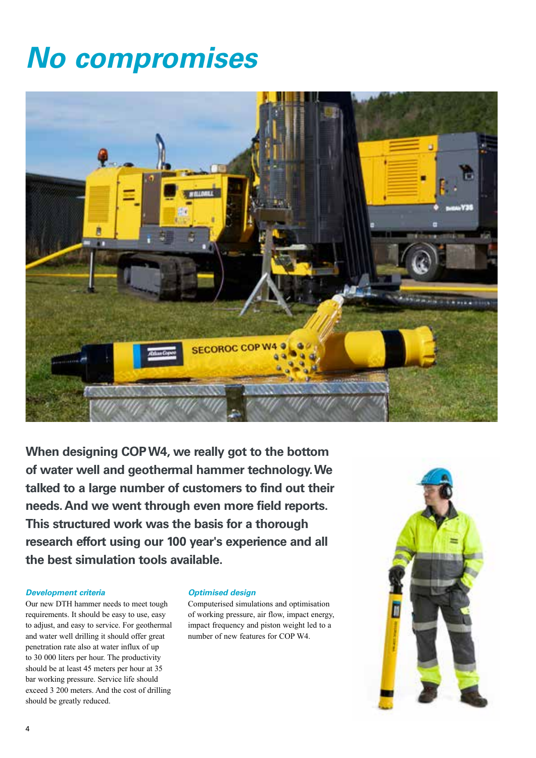# No compromises

**When designing COP W4, we really got to the bottom of water well and geothermal hammer technology. We talked to a large number of customers to find out their needs. And we went through even more field reports. This structured work was the basis for a thorough research effort using our 100 year's experience and all the best simulation tools available.**

### *Development criteria*

Our new DTH hammer needs to meet tough requirements. It should be easy to use, easy to adjust, and easy to service. For geothermal and water well drilling it should offer great penetration rate also at water influx of up to 30 000 liters per hour. The productivity should be at least 45 meters per hour at 35 bar working pressure. Service life should exceed 3 200 meters. And the cost of drilling should be greatly reduced.

### *Optimised design*

Computerised simulations and optimisation of working pressure, air flow, impact energy, impact frequency and piston weight led to a number of new features for COP W4.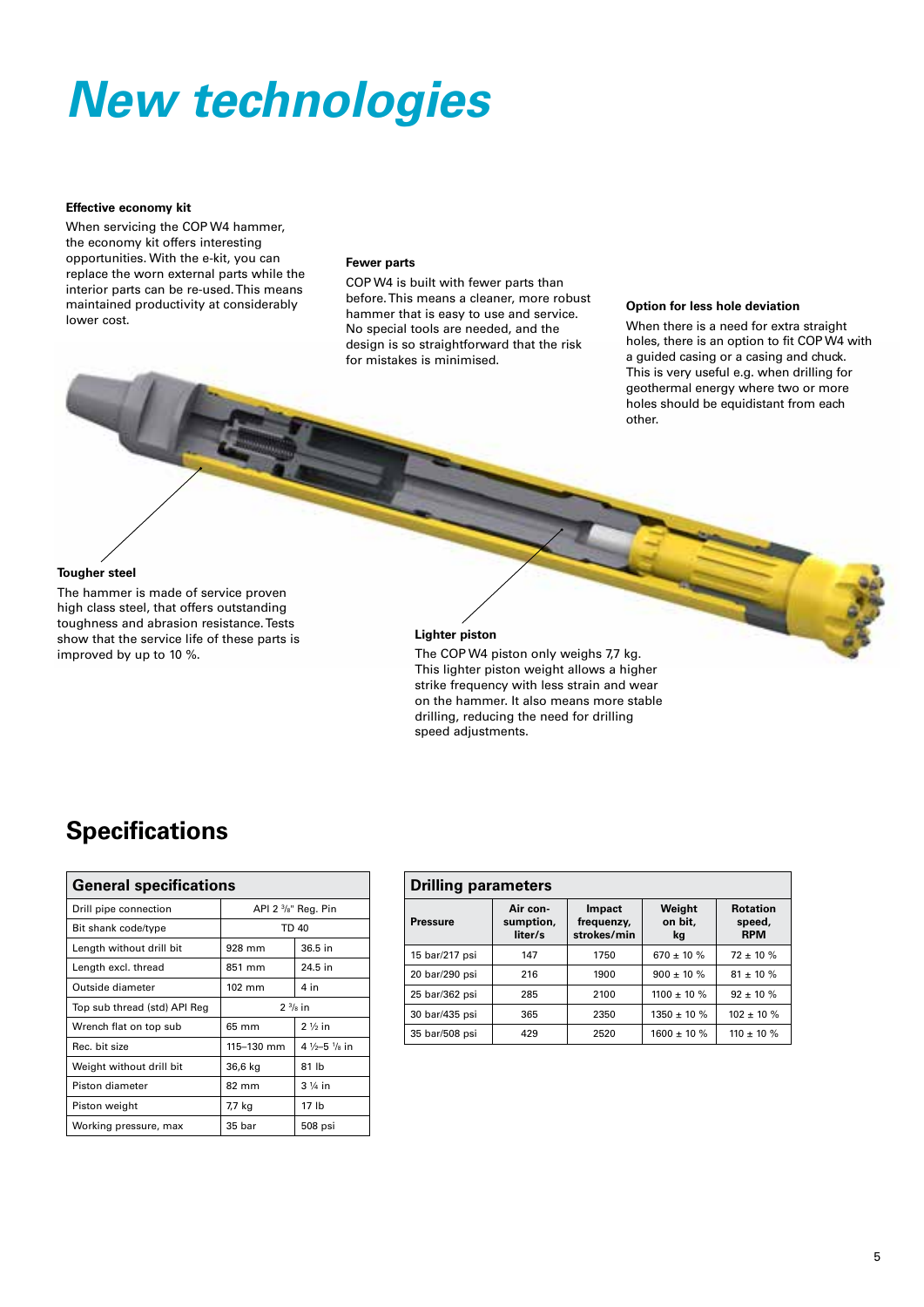# New technologies

### Effective economy kit

When servicing the COP W4 hammer, the economy kit offers interesting opportunities. With the e-kit, you can replace the worn external parts while the interior parts can be re-used. This means maintained productivity at considerably lower cost.

### Fewer parts

COP W4 is built with fewer parts than before. This means a cleaner, more robust hammer that is easy to use and service. No special tools are needed, and the design is so straightforward that the risk for mistakes is minimised.

### Option for less hole deviation

When there is a need for extra straight holes, there is an option to fit COP W4 with a guided casing or a casing and chuck. This is very useful e.g. when drilling for geothermal energy where two or more holes should be equidistant from each other.

### Tougher steel

The hammer is made of service proven high class steel, that offers outstanding toughness and abrasion resistance. Tests show that the service life of these parts is improved by up to 10 %.

### Lighter piston

The COP W4 piston only weighs 7,7 kg. This lighter piston weight allows a higher strike frequency with less strain and wear on the hammer. It also means more stable drilling, reducing the need for drilling speed adjustments.

## Specifications

| General specifications | | |
|---|---|---|
| Drill pipe connection | API 2 ³/₈" Reg. Pin | |
| Bit shank code/type | TD 40 | |
| Length without drill bit | 928 mm | 36.5 in |
| Length excl. thread | 851 mm | 24.5 in |
| Outside diameter | 102 mm | 4 in |
| Top sub thread (std) API Reg | 2 ³/₈ in | |
| Wrench flat on top sub | 65 mm | 2 ½ in |
| Rec. bit size | 115–130 mm | 4 ½–5 ¹/₈ in |
| Weight without drill bit | 36,6 kg | 81 lb |
| Piston diameter | 82 mm | 3 ¼ in |
| Piston weight | 7,7 kg | 17 lb |
| Working pressure, max | 35 bar | 508 psi |

| Pressure | Air consumption, liter/s | Impact frequenzy, strokes/min | Weight on bit, kg | Rotation speed, RPM |
|---|---|---|---|---|
| 15 bar/217 psi | 147 | 1750 | 670 ± 10 % | 72 ± 10 % |
| 20 bar/290 psi | 216 | 1900 | 900 ± 10 % | 81 ± 10 % |
| 25 bar/362 psi | 285 | 2100 | 1100 ± 10 % | 92 ± 10 % |
| 30 bar/435 psi | 365 | 2350 | 1350 ± 10 % | 102 ± 10 % |
| 35 bar/508 psi | 429 | 2520 | 1600 ± 10 % | 110 ± 10 % |

Drilling parameters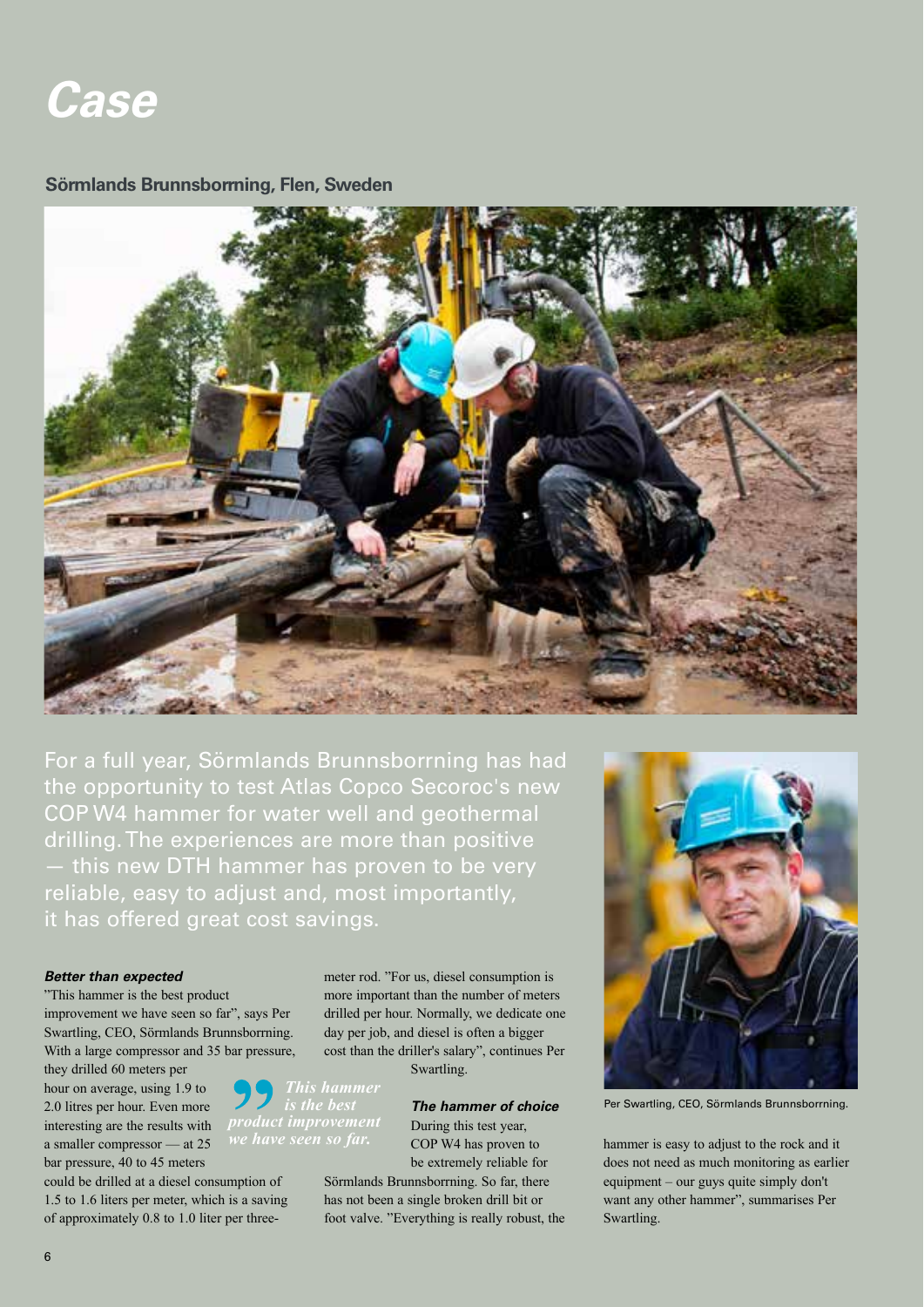# Case

## Sörmlands Brunnsborrning, Flen, Sweden

For a full year, Sörmlands Brunnsborrning has had the opportunity to test Atlas Copco Secoroc's new COP W4 hammer for water well and geothermal drilling. The experiences are more than positive — this new DTH hammer has proven to be very reliable, easy to adjust and, most importantly, it has offered great cost savings.

### *Better than expected*

"This hammer is the best product improvement we have seen so far", says Per Swartling, CEO, Sörmlands Brunnsborrning. With a large compressor and 35 bar pressure, they drilled 60 meters per hour on average, using 1.9 to 2.0 litres per hour. Even more interesting are the results with a smaller compressor — at 25 bar pressure, 40 to 45 meters could be drilled at a diesel consumption of 1.5 to 1.6 liters per meter, which is a saving of approximately 0.8 to 1.0 liter per three-meter rod. "For us, diesel consumption is more important than the number of meters drilled per hour. Normally, we dedicate one day per job, and diesel is often a bigger cost than the driller's salary", continues Per Swartling.

> *This hammer is the best product improvement we have seen so far.*

### *The hammer of choice*

During this test year, COP W4 has proven to be extremely reliable for Sörmlands Brunnsborrning. So far, there has not been a single broken drill bit or foot valve. "Everything is really robust, the hammer is easy to adjust to the rock and it does not need as much monitoring as earlier equipment – our guys quite simply don't want any other hammer", summarises Per Swartling.

Per Swartling, CEO, Sörmlands Brunnsborrning.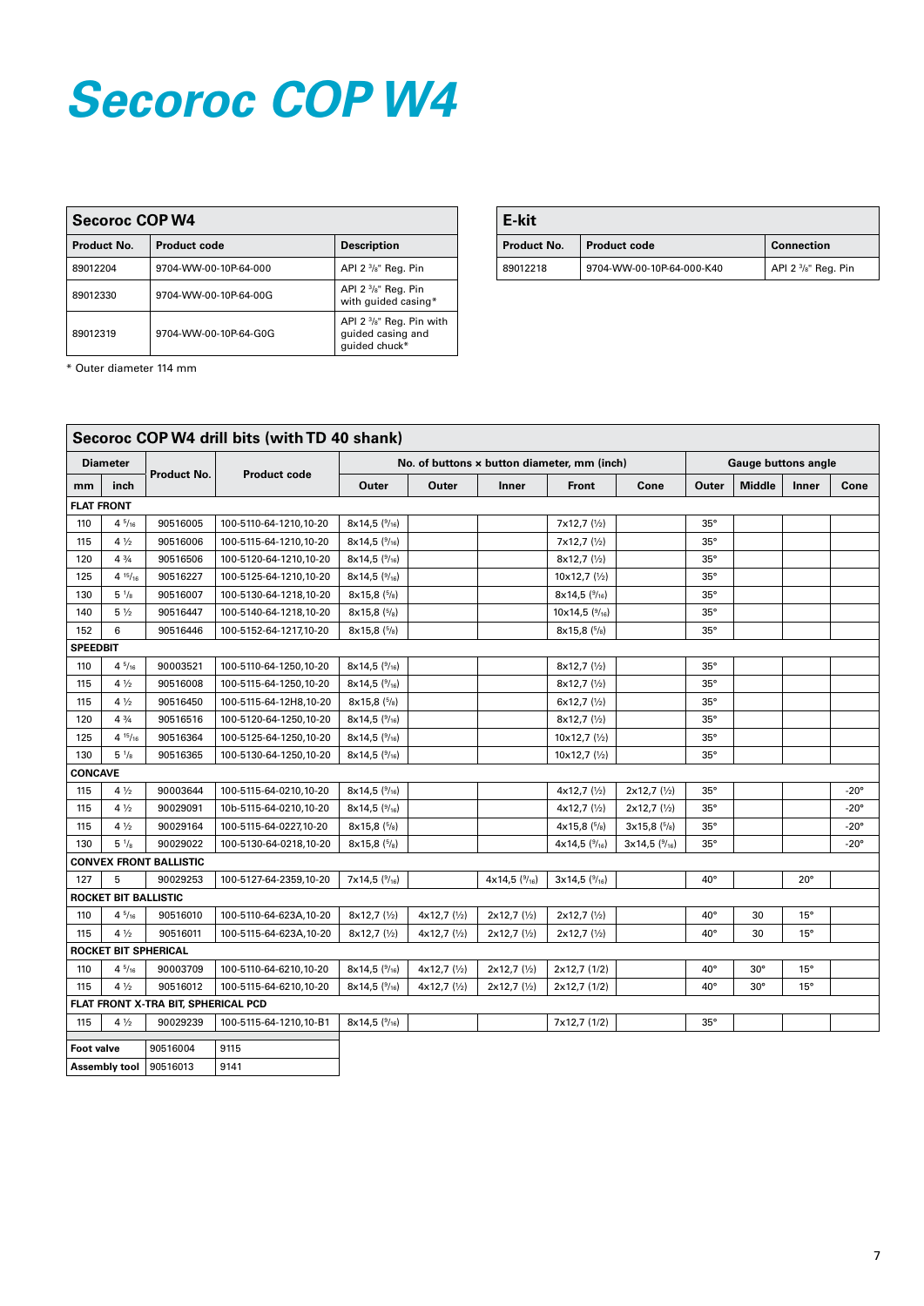# Secoroc COP W4

| Secoroc COP W4 | | |
|---|---|---|
| **Product No.** | **Product code** | **Description** |
| 89012204 | 9704-WW-00-10P-64-000 | API 2 3/8" Reg. Pin |
| 89012330 | 9704-WW-00-10P-64-00G | API 2 3/8" Reg. Pin with guided casing* |
| 89012319 | 9704-WW-00-10P-64-G0G | API 2 3/8" Reg. Pin with guided casing and guided chuck* |

\* Outer diameter 114 mm

| E-kit | | |
|---|---|---|
| **Product No.** | **Product code** | **Connection** |
| 89012218 | 9704-WW-00-10P-64-000-K40 | API 2 3/8" Reg. Pin |

| Secoroc COP W4 drill bits (with TD 40 shank) | | | | | | | | | | | | | |
|---|---|---|---|---|---|---|---|---|---|---|---|---|---|
| **Diameter** | | **Product No.** | **Product code** | **No. of buttons × button diameter, mm (inch)** | | | | | **Gauge buttons angle** | | | |
| **mm** | **inch** | | | **Outer** | **Outer** | **Inner** | **Front** | **Cone** | **Outer** | **Middle** | **Inner** | **Cone** |
| **FLAT FRONT** | | | | | | | | | | | | |
| 110 | 4 5/16 | 90516005 | 100-5110-64-1210,10-20 | 8x14,5 (9/16) | | | 7x12,7 (½) | | 35° | | | |
| 115 | 4 ½ | 90516006 | 100-5115-64-1210,10-20 | 8x14,5 (9/16) | | | 7x12,7 (½) | | 35° | | | |
| 120 | 4 ¾ | 90516506 | 100-5120-64-1210,10-20 | 8x14,5 (9/16) | | | 8x12,7 (½) | | 35° | | | |
| 125 | 4 15/16 | 90516227 | 100-5125-64-1210,10-20 | 8x14,5 (9/16) | | | 10x12,7 (½) | | 35° | | | |
| 130 | 5 1/8 | 90516007 | 100-5130-64-1218,10-20 | 8x15,8 (5/8) | | | 8x14,5 (9/16) | | 35° | | | |
| 140 | 5 ½ | 90516447 | 100-5140-64-1218,10-20 | 8x15,8 (5/8) | | | 10x14,5 (9/16) | | 35° | | | |
| 152 | 6 | 90516446 | 100-5152-64-1217,10-20 | 8x15,8 (5/8) | | | 8x15,8 (5/8) | | 35° | | | |
| **SPEEDBIT** | | | | | | | | | | | | |
| 110 | 4 5/16 | 90003521 | 100-5110-64-1250,10-20 | 8x14,5 (9/16) | | | 8x12,7 (½) | | 35° | | | |
| 115 | 4 ½ | 90516008 | 100-5115-64-1250,10-20 | 8x14,5 (9/16) | | | 8x12,7 (½) | | 35° | | | |
| 115 | 4 ½ | 90516450 | 100-5115-64-12H8,10-20 | 8x15,8 (5/8) | | | 6x12,7 (½) | | 35° | | | |
| 120 | 4 ¾ | 90516516 | 100-5120-64-1250,10-20 | 8x14,5 (9/16) | | | 8x12,7 (½) | | 35° | | | |
| 125 | 4 15/16 | 90516364 | 100-5125-64-1250,10-20 | 8x14,5 (9/16) | | | 10x12,7 (½) | | 35° | | | |
| 130 | 5 1/8 | 90516365 | 100-5130-64-1250,10-20 | 8x14,5 (9/16) | | | 10x12,7 (½) | | 35° | | | |
| **CONCAVE** | | | | | | | | | | | | |
| 115 | 4 ½ | 90003644 | 100-5115-64-0210,10-20 | 8x14,5 (9/16) | | | 4x12,7 (½) | 2x12,7 (½) | 35° | | | -20° |
| 115 | 4 ½ | 90029091 | 10b-5115-64-0210,10-20 | 8x14,5 (9/16) | | | 4x12,7 (½) | 2x12,7 (½) | 35° | | | -20° |
| 115 | 4 ½ | 90029164 | 100-5115-64-0227,10-20 | 8x15,8 (5/8) | | | 4x15,8 (5/8) | 3x15,8 (5/8) | 35° | | | -20° |
| 130 | 5 1/8 | 90029022 | 100-5130-64-0218,10-20 | 8x15,8 (5/8) | | | 4x14,5 (9/16) | 3x14,5 (9/16) | 35° | | | -20° |
| **CONVEX FRONT BALLISTIC** | | | | | | | | | | | | |
| 127 | 5 | 90029253 | 100-5127-64-2359,10-20 | 7x14,5 (9/16) | | 4x14,5 (9/16) | 3x14,5 (9/16) | | 40° | | 20° | |
| **ROCKET BIT BALLISTIC** | | | | | | | | | | | | |
| 110 | 4 5/16 | 90516010 | 100-5110-64-623A,10-20 | 8x12,7 (½) | 4x12,7 (½) | 2x12,7 (½) | 2x12,7 (½) | | 40° | 30 | 15° | |
| 115 | 4 ½ | 90516011 | 100-5115-64-623A,10-20 | 8x12,7 (½) | 4x12,7 (½) | 2x12,7 (½) | 2x12,7 (½) | | 40° | 30 | 15° | |
| **ROCKET BIT SPHERICAL** | | | | | | | | | | | | |
| 110 | 4 5/16 | 90003709 | 100-5110-64-6210,10-20 | 8x14,5 (9/16) | 4x12,7 (½) | 2x12,7 (½) | 2x12,7 (1/2) | | 40° | 30° | 15° | |
| 115 | 4 ½ | 90516012 | 100-5115-64-6210,10-20 | 8x14,5 (9/16) | 4x12,7 (½) | 2x12,7 (½) | 2x12,7 (1/2) | | 40° | 30° | 15° | |
| **FLAT FRONT X-TRA BIT, SPHERICAL PCD** | | | | | | | | | | | | |
| 115 | 4 ½ | 90029239 | 100-5115-64-1210,10-B1 | 8x14,5 (9/16) | | | 7x12,7 (1/2) | | 35° | | | |

| | | |
|---|---|---|
| **Foot valve** | 90516004 | 9115 |
| **Assembly tool** | 90516013 | 9141 |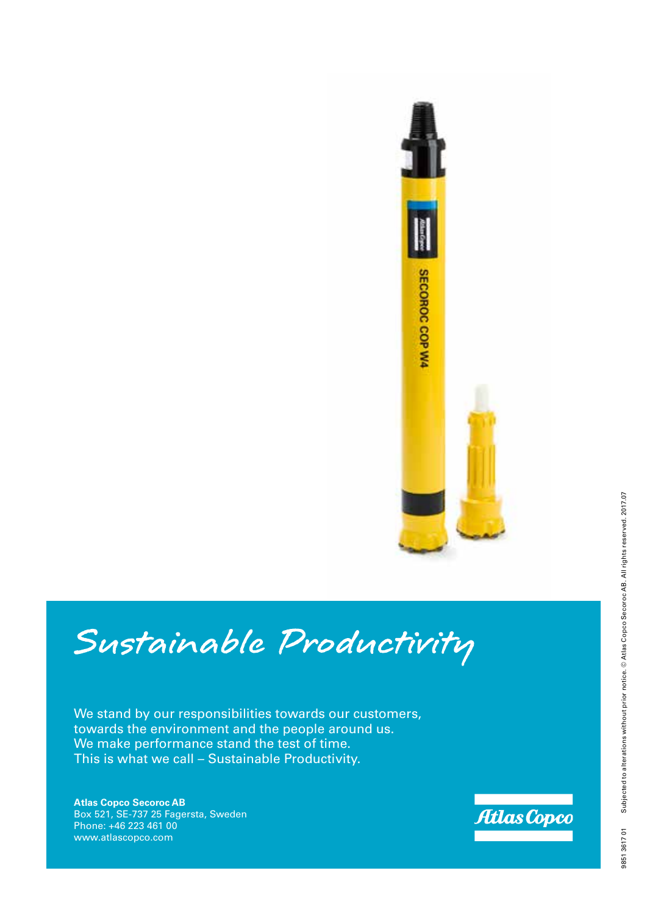# Sustainable Productivity

We stand by our responsibilities towards our customers,
towards the environment and the people around us.
We make performance stand the test of time.
This is what we call – Sustainable Productivity.

**Atlas Copco Secoroc AB**
Box 521, SE-737 25 Fagersta, Sweden
Phone: +46 223 461 00
www.atlascopco.com

9851 3617 01 Subjected to alterations without prior notice. © Atlas Copco Secoroc AB. All rights reserved. 2017.07